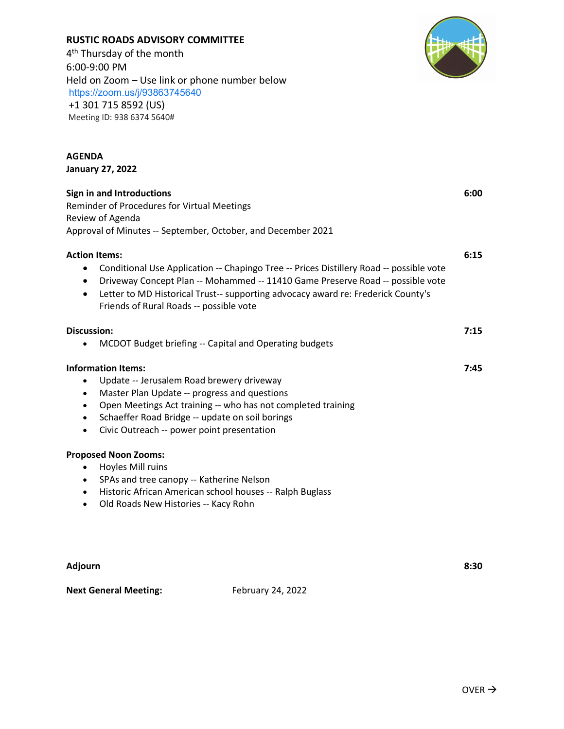# RUSTIC ROADS ADVISORY COMMITTEE

4th Thursday of the month
6:00-9:00 PM
Held on Zoom – Use link or phone number below
https://zoom.us/j/93863745640
+1 301 715 8592 (US)
Meeting ID: 938 6374 5640#

## AGENDA
**January 27, 2022**

**Sign in and Introductions** — 6:00

Reminder of Procedures for Virtual Meetings
Review of Agenda
Approval of Minutes -- September, October, and December 2021

**Action Items:** — 6:15

- Conditional Use Application -- Chapingo Tree -- Prices Distillery Road -- possible vote
- Driveway Concept Plan -- Mohammed -- 11410 Game Preserve Road -- possible vote
- Letter to MD Historical Trust-- supporting advocacy award re: Frederick County's Friends of Rural Roads -- possible vote

**Discussion:** — 7:15

- MCDOT Budget briefing -- Capital and Operating budgets

**Information Items:** — 7:45

- Update -- Jerusalem Road brewery driveway
- Master Plan Update -- progress and questions
- Open Meetings Act training -- who has not completed training
- Schaeffer Road Bridge -- update on soil borings
- Civic Outreach -- power point presentation

**Proposed Noon Zooms:**

- Hoyles Mill ruins
- SPAs and tree canopy -- Katherine Nelson
- Historic African American school houses -- Ralph Buglass
- Old Roads New Histories -- Kacy Rohn

**Adjourn** — 8:30

**Next General Meeting:** February 24, 2022

OVER →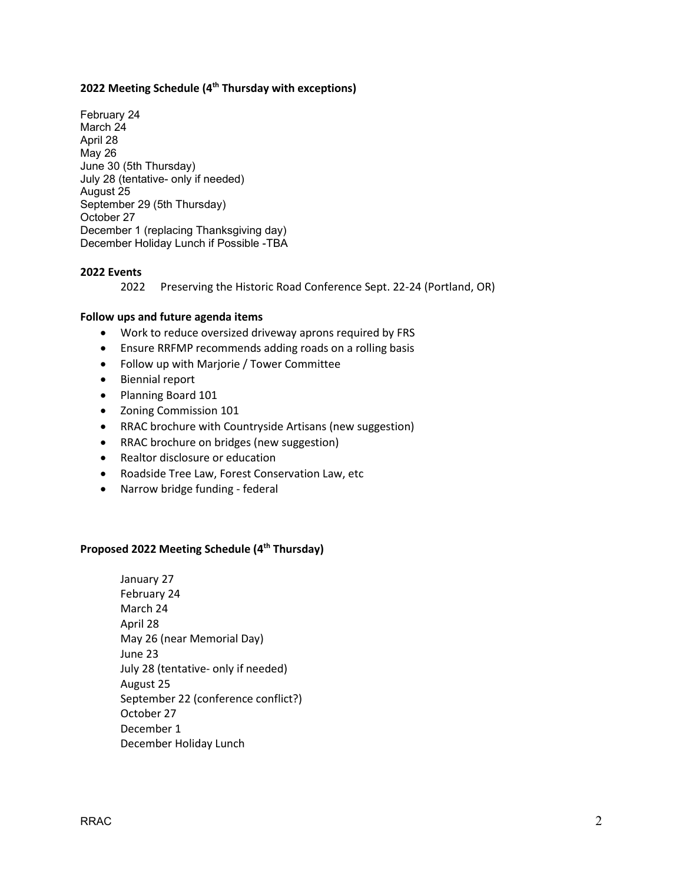**2022 Meeting Schedule (4th Thursday with exceptions)**

February 24
March 24
April 28
May 26
June 30 (5th Thursday)
July 28 (tentative- only if needed)
August 25
September 29 (5th Thursday)
October 27
December 1 (replacing Thanksgiving day)
December Holiday Lunch if Possible -TBA

**2022 Events**

2022 Preserving the Historic Road Conference Sept. 22-24 (Portland, OR)

**Follow ups and future agenda items**

- Work to reduce oversized driveway aprons required by FRS
- Ensure RRFMP recommends adding roads on a rolling basis
- Follow up with Marjorie / Tower Committee
- Biennial report
- Planning Board 101
- Zoning Commission 101
- RRAC brochure with Countryside Artisans (new suggestion)
- RRAC brochure on bridges (new suggestion)
- Realtor disclosure or education
- Roadside Tree Law, Forest Conservation Law, etc
- Narrow bridge funding - federal

**Proposed 2022 Meeting Schedule (4th Thursday)**

January 27
February 24
March 24
April 28
May 26 (near Memorial Day)
June 23
July 28 (tentative- only if needed)
August 25
September 22 (conference conflict?)
October 27
December 1
December Holiday Lunch